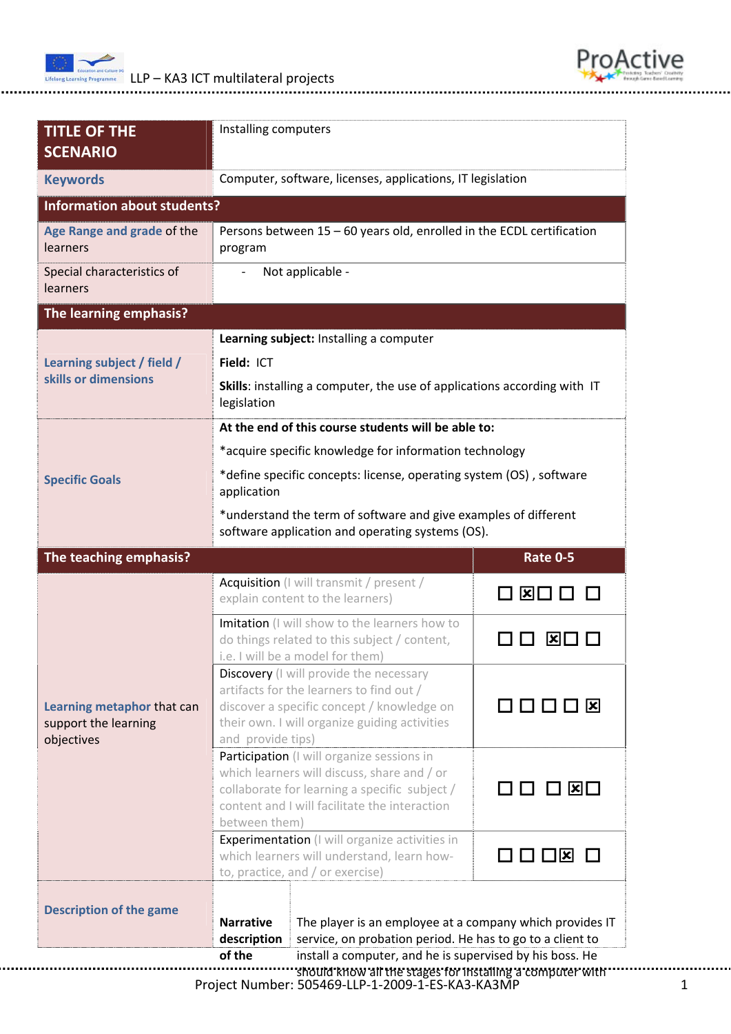| TITLE OF THE SCENARIO | Installing computers | |
|---|---|---|
| Keywords | Computer, software, licenses, applications, IT legislation | |
| **Information about students?** | | |
| Age Range and grade of the learners | Persons between 15 – 60 years old, enrolled in the ECDL certification program | |
| Special characteristics of learners | - Not applicable - | |
| **The learning emphasis?** | | |
| Learning subject / field / skills or dimensions | **Learning subject:** Installing a computer<br>**Field:** ICT<br>**Skills**: installing a computer, the use of applications according with IT legislation | |
| Specific Goals | **At the end of this course students will be able to:**<br>*acquire specific knowledge for information technology<br>*define specific concepts: license, operating system (OS) , software application<br>*understand the term of software and give examples of different software application and operating systems (OS). | |
| **The teaching emphasis?** | | **Rate 0-5** |
| Learning metaphor that can support the learning objectives | Acquisition (I will transmit / present / explain content to the learners) | ☐ ☒ ☐ ☐ ☐ |
| | Imitation (I will show to the learners how to do things related to this subject / content, i.e. I will be a model for them) | ☐ ☐ ☒ ☐ ☐ |
| | Discovery (I will provide the necessary artifacts for the learners to find out / discover a specific concept / knowledge on their own. I will organize guiding activities and provide tips) | ☐ ☐ ☐ ☐ ☒ |
| | Participation (I will organize sessions in which learners will discuss, share and / or collaborate for learning a specific subject / content and I will facilitate the interaction between them) | ☐ ☐ ☐ ☒ ☐ |
| | Experimentation (I will organize activities in which learners will understand, learn how-to, practice, and / or exercise) | ☐ ☐ ☐ ☒ ☐ |
| Description of the game | **Narrative description of the** | The player is an employee at a company which provides IT service, on probation period. He has to go to a client to install a computer, and he is supervised by his boss. He should know all the stages for installing a computer with |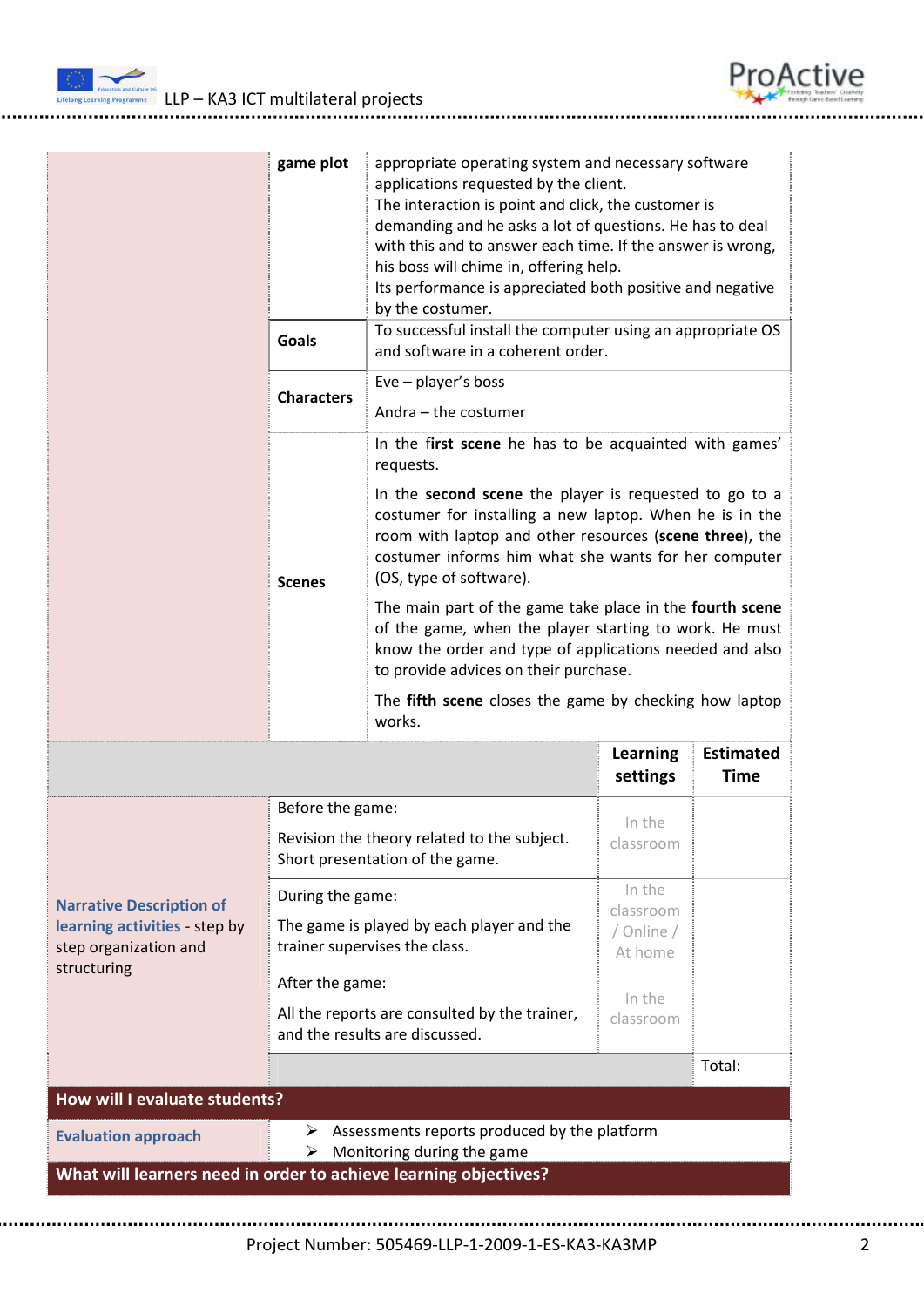| | | |
|---|---|---|
| | **game plot** | appropriate operating system and necessary software applications requested by the client.<br>The interaction is point and click, the customer is demanding and he asks a lot of questions. He has to deal with this and to answer each time. If the answer is wrong, his boss will chime in, offering help.<br>Its performance is appreciated both positive and negative by the costumer. |
| | **Goals** | To successful install the computer using an appropriate OS and software in a coherent order. |
| | **Characters** | Eve – player's boss<br><br>Andra – the costumer |
| | **Scenes** | In the **first scene** he has to be acquainted with games' requests.<br><br>In the **second scene** the player is requested to go to a costumer for installing a new laptop. When he is in the room with laptop and other resources (**scene three**), the costumer informs him what she wants for her computer (OS, type of software).<br><br>The main part of the game take place in the **fourth scene** of the game, when the player starting to work. He must know the order and type of applications needed and also to provide advices on their purchase.<br><br>The **fifth scene** closes the game by checking how laptop works. |

| | | **Learning settings** | **Estimated Time** |
|---|---|---|---|
| **Narrative Description of learning activities** - step by step organization and structuring | Before the game:<br><br>Revision the theory related to the subject. Short presentation of the game. | In the classroom | |
| | During the game:<br><br>The game is played by each player and the trainer supervises the class. | In the classroom / Online / At home | |
| | After the game:<br><br>All the reports are consulted by the trainer, and the results are discussed. | In the classroom | |
| | | | Total: |

**How will I evaluate students?**

| | |
|---|---|
| **Evaluation approach** | ➢ Assessments reports produced by the platform<br>➢ Monitoring during the game |

**What will learners need in order to achieve learning objectives?**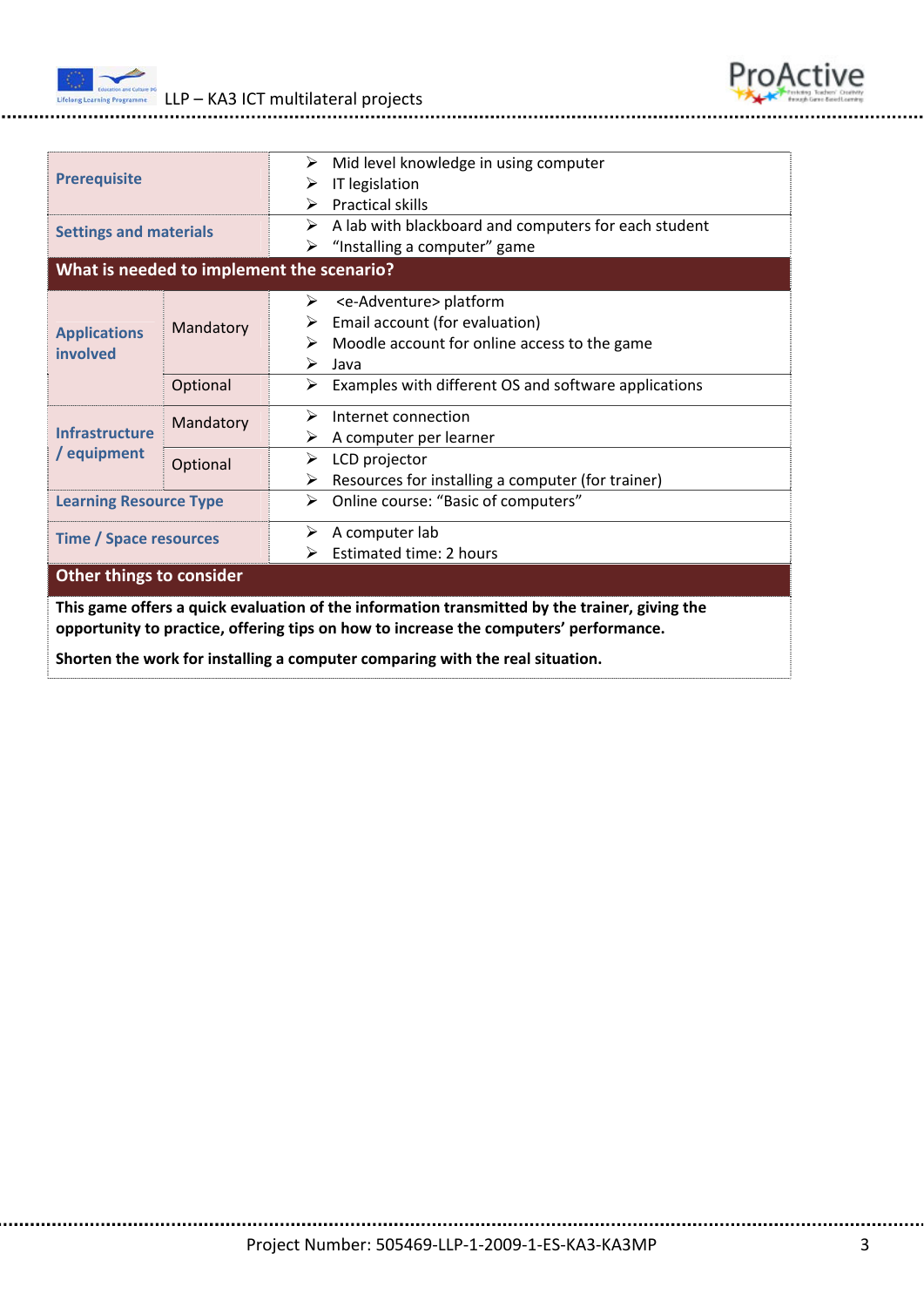| | | |
|---|---|---|
| **Prerequisite** | | ➢ Mid level knowledge in using computer<br>➢ IT legislation<br>➢ Practical skills |
| **Settings and materials** | | ➢ A lab with blackboard and computers for each student<br>➢ "Installing a computer" game |
| **What is needed to implement the scenario?** | | |
| **Applications involved** | Mandatory | ➢ <e-Adventure> platform<br>➢ Email account (for evaluation)<br>➢ Moodle account for online access to the game<br>➢ Java |
| | Optional | ➢ Examples with different OS and software applications |
| **Infrastructure / equipment** | Mandatory | ➢ Internet connection<br>➢ A computer per learner |
| | Optional | ➢ LCD projector<br>➢ Resources for installing a computer (for trainer) |
| **Learning Resource Type** | | ➢ Online course: "Basic of computers" |
| **Time / Space resources** | | ➢ A computer lab<br>➢ Estimated time: 2 hours |
| **Other things to consider** | | |
| **This game offers a quick evaluation of the information transmitted by the trainer, giving the opportunity to practice, offering tips on how to increase the computers' performance.**<br><br>**Shorten the work for installing a computer comparing with the real situation.** | | |